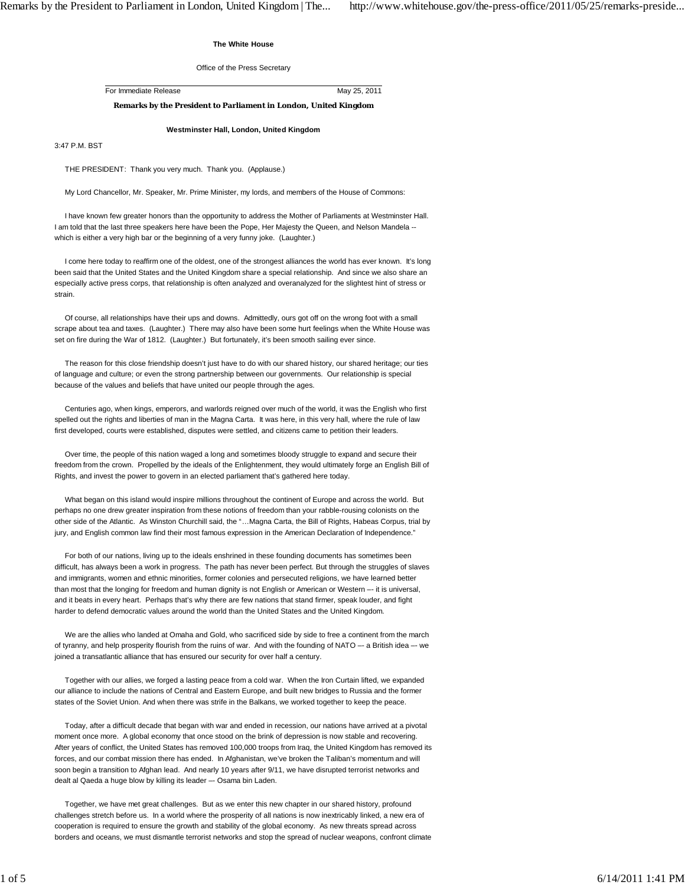**The White House**

Office of the Press Secretary

For Immediate Release May 25, 2011

**Remarks by the President to Parliament in London, United Kingdom**

**Westminster Hall, London, United Kingdom**

3:47 P.M. BST

THE PRESIDENT: Thank you very much. Thank you. (Applause.)

My Lord Chancellor, Mr. Speaker, Mr. Prime Minister, my lords, and members of the House of Commons:

I have known few greater honors than the opportunity to address the Mother of Parliaments at Westminster Hall. I am told that the last three speakers here have been the Pope, Her Majesty the Queen, and Nelson Mandela -- which is either a very high bar or the beginning of a very funny joke. (Laughter.)

I come here today to reaffirm one of the oldest, one of the strongest alliances the world has ever known. It's long been said that the United States and the United Kingdom share a special relationship. And since we also share an especially active press corps, that relationship is often analyzed and overanalyzed for the slightest hint of stress or strain.

Of course, all relationships have their ups and downs. Admittedly, ours got off on the wrong foot with a small scrape about tea and taxes. (Laughter.) There may also have been some hurt feelings when the White House was set on fire during the War of 1812. (Laughter.) But fortunately, it's been smooth sailing ever since.

The reason for this close friendship doesn't just have to do with our shared history, our shared heritage; our ties of language and culture; or even the strong partnership between our governments. Our relationship is special because of the values and beliefs that have united our people through the ages.

Centuries ago, when kings, emperors, and warlords reigned over much of the world, it was the English who first spelled out the rights and liberties of man in the Magna Carta. It was here, in this very hall, where the rule of law first developed, courts were established, disputes were settled, and citizens came to petition their leaders.

Over time, the people of this nation waged a long and sometimes bloody struggle to expand and secure their freedom from the crown. Propelled by the ideals of the Enlightenment, they would ultimately forge an English Bill of Rights, and invest the power to govern in an elected parliament that's gathered here today.

What began on this island would inspire millions throughout the continent of Europe and across the world. But perhaps no one drew greater inspiration from these notions of freedom than your rabble-rousing colonists on the other side of the Atlantic. As Winston Churchill said, the "…Magna Carta, the Bill of Rights, Habeas Corpus, trial by jury, and English common law find their most famous expression in the American Declaration of Independence."

For both of our nations, living up to the ideals enshrined in these founding documents has sometimes been difficult, has always been a work in progress. The path has never been perfect. But through the struggles of slaves and immigrants, women and ethnic minorities, former colonies and persecuted religions, we have learned better than most that the longing for freedom and human dignity is not English or American or Western –- it is universal, and it beats in every heart. Perhaps that's why there are few nations that stand firmer, speak louder, and fight harder to defend democratic values around the world than the United States and the United Kingdom.

We are the allies who landed at Omaha and Gold, who sacrificed side by side to free a continent from the march of tyranny, and help prosperity flourish from the ruins of war. And with the founding of NATO –- a British idea –- we joined a transatlantic alliance that has ensured our security for over half a century.

Together with our allies, we forged a lasting peace from a cold war. When the Iron Curtain lifted, we expanded our alliance to include the nations of Central and Eastern Europe, and built new bridges to Russia and the former states of the Soviet Union. And when there was strife in the Balkans, we worked together to keep the peace.

Today, after a difficult decade that began with war and ended in recession, our nations have arrived at a pivotal moment once more. A global economy that once stood on the brink of depression is now stable and recovering. After years of conflict, the United States has removed 100,000 troops from Iraq, the United Kingdom has removed its forces, and our combat mission there has ended. In Afghanistan, we've broken the Taliban's momentum and will soon begin a transition to Afghan lead. And nearly 10 years after 9/11, we have disrupted terrorist networks and dealt al Qaeda a huge blow by killing its leader –- Osama bin Laden.

Together, we have met great challenges. But as we enter this new chapter in our shared history, profound challenges stretch before us. In a world where the prosperity of all nations is now inextricably linked, a new era of cooperation is required to ensure the growth and stability of the global economy. As new threats spread across borders and oceans, we must dismantle terrorist networks and stop the spread of nuclear weapons, confront climate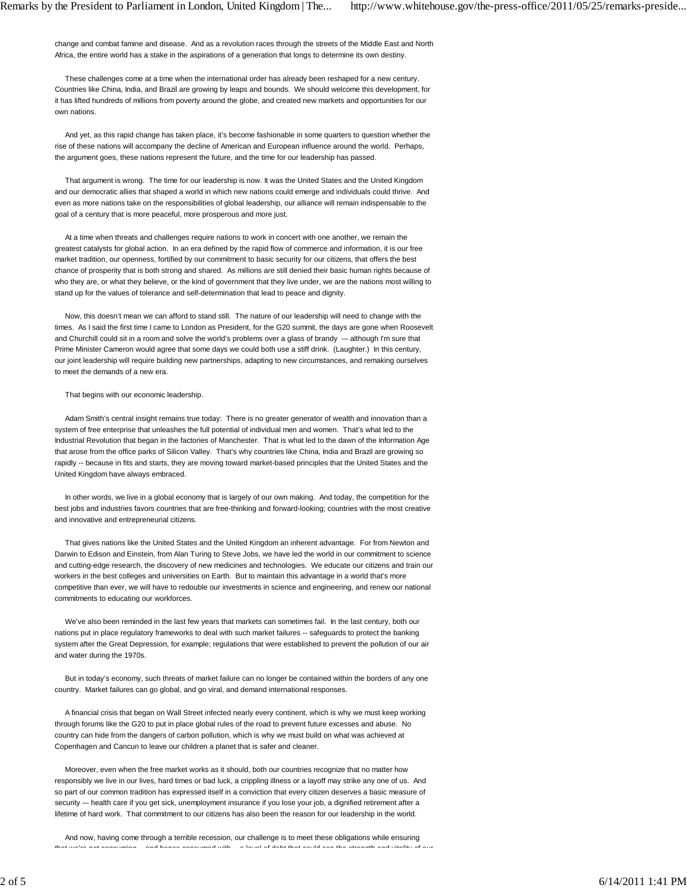change and combat famine and disease. And as a revolution races through the streets of the Middle East and North Africa, the entire world has a stake in the aspirations of a generation that longs to determine its own destiny.

These challenges come at a time when the international order has already been reshaped for a new century. Countries like China, India, and Brazil are growing by leaps and bounds. We should welcome this development, for it has lifted hundreds of millions from poverty around the globe, and created new markets and opportunities for our own nations.

And yet, as this rapid change has taken place, it's become fashionable in some quarters to question whether the rise of these nations will accompany the decline of American and European influence around the world. Perhaps, the argument goes, these nations represent the future, and the time for our leadership has passed.

That argument is wrong. The time for our leadership is now. It was the United States and the United Kingdom and our democratic allies that shaped a world in which new nations could emerge and individuals could thrive. And even as more nations take on the responsibilities of global leadership, our alliance will remain indispensable to the goal of a century that is more peaceful, more prosperous and more just.

At a time when threats and challenges require nations to work in concert with one another, we remain the greatest catalysts for global action. In an era defined by the rapid flow of commerce and information, it is our free market tradition, our openness, fortified by our commitment to basic security for our citizens, that offers the best chance of prosperity that is both strong and shared. As millions are still denied their basic human rights because of who they are, or what they believe, or the kind of government that they live under, we are the nations most willing to stand up for the values of tolerance and self-determination that lead to peace and dignity.

Now, this doesn't mean we can afford to stand still. The nature of our leadership will need to change with the times. As I said the first time I came to London as President, for the G20 summit, the days are gone when Roosevelt and Churchill could sit in a room and solve the world's problems over a glass of brandy -– although I'm sure that Prime Minister Cameron would agree that some days we could both use a stiff drink. (Laughter.) In this century, our joint leadership will require building new partnerships, adapting to new circumstances, and remaking ourselves to meet the demands of a new era.

That begins with our economic leadership.

Adam Smith's central insight remains true today: There is no greater generator of wealth and innovation than a system of free enterprise that unleashes the full potential of individual men and women. That's what led to the Industrial Revolution that began in the factories of Manchester. That is what led to the dawn of the Information Age that arose from the office parks of Silicon Valley. That's why countries like China, India and Brazil are growing so rapidly -- because in fits and starts, they are moving toward market-based principles that the United States and the United Kingdom have always embraced.

In other words, we live in a global economy that is largely of our own making. And today, the competition for the best jobs and industries favors countries that are free-thinking and forward-looking; countries with the most creative and innovative and entrepreneurial citizens.

That gives nations like the United States and the United Kingdom an inherent advantage. For from Newton and Darwin to Edison and Einstein, from Alan Turing to Steve Jobs, we have led the world in our commitment to science and cutting-edge research, the discovery of new medicines and technologies. We educate our citizens and train our workers in the best colleges and universities on Earth. But to maintain this advantage in a world that's more competitive than ever, we will have to redouble our investments in science and engineering, and renew our national commitments to educating our workforces.

We've also been reminded in the last few years that markets can sometimes fail. In the last century, both our nations put in place regulatory frameworks to deal with such market failures -- safeguards to protect the banking system after the Great Depression, for example; regulations that were established to prevent the pollution of our air and water during the 1970s.

But in today's economy, such threats of market failure can no longer be contained within the borders of any one country. Market failures can go global, and go viral, and demand international responses.

A financial crisis that began on Wall Street infected nearly every continent, which is why we must keep working through forums like the G20 to put in place global rules of the road to prevent future excesses and abuse. No country can hide from the dangers of carbon pollution, which is why we must build on what was achieved at Copenhagen and Cancun to leave our children a planet that is safer and cleaner.

Moreover, even when the free market works as it should, both our countries recognize that no matter how responsibly we live in our lives, hard times or bad luck, a crippling illness or a layoff may strike any one of us. And so part of our common tradition has expressed itself in a conviction that every citizen deserves a basic measure of security –- health care if you get sick, unemployment insurance if you lose your job, a dignified retirement after a lifetime of hard work. That commitment to our citizens has also been the reason for our leadership in the world.

And now, having come through a terrible recession, our challenge is to meet these obligations while ensuring that we're not consuming -- and hence consumed with -- a level of debt that could sap the strength and vitality of our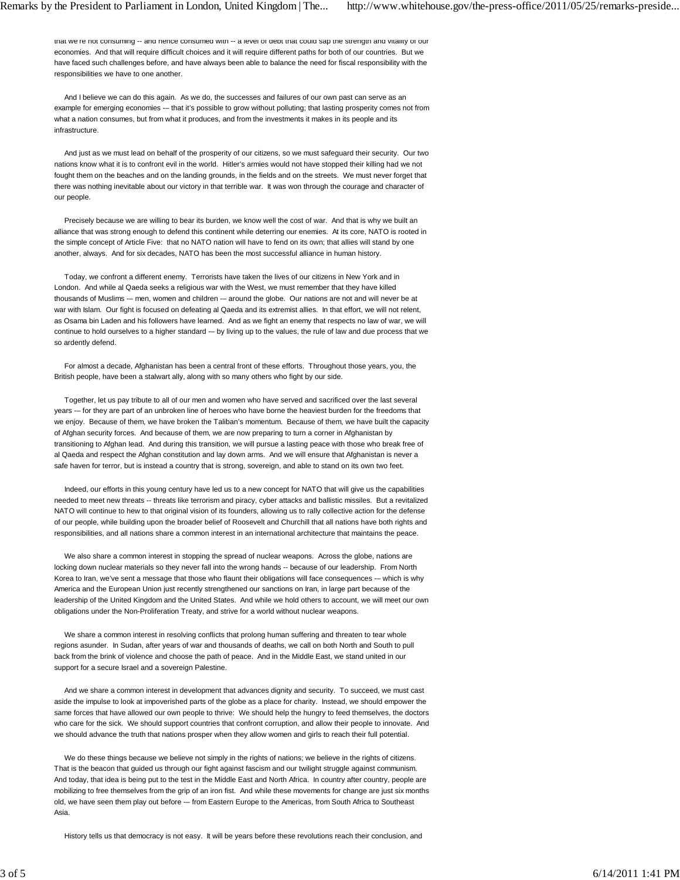that we're not consuming -- and hence consumed with -- a level of debt that could sap the strength and vitality of our economies. And that will require difficult choices and it will require different paths for both of our countries. But we have faced such challenges before, and have always been able to balance the need for fiscal responsibility with the responsibilities we have to one another.

And I believe we can do this again. As we do, the successes and failures of our own past can serve as an example for emerging economies -– that it's possible to grow without polluting; that lasting prosperity comes not from what a nation consumes, but from what it produces, and from the investments it makes in its people and its infrastructure.

And just as we must lead on behalf of the prosperity of our citizens, so we must safeguard their security. Our two nations know what it is to confront evil in the world. Hitler's armies would not have stopped their killing had we not fought them on the beaches and on the landing grounds, in the fields and on the streets. We must never forget that there was nothing inevitable about our victory in that terrible war. It was won through the courage and character of our people.

Precisely because we are willing to bear its burden, we know well the cost of war. And that is why we built an alliance that was strong enough to defend this continent while deterring our enemies. At its core, NATO is rooted in the simple concept of Article Five: that no NATO nation will have to fend on its own; that allies will stand by one another, always. And for six decades, NATO has been the most successful alliance in human history.

Today, we confront a different enemy. Terrorists have taken the lives of our citizens in New York and in London. And while al Qaeda seeks a religious war with the West, we must remember that they have killed thousands of Muslims -– men, women and children -– around the globe. Our nations are not and will never be at war with Islam. Our fight is focused on defeating al Qaeda and its extremist allies. In that effort, we will not relent, as Osama bin Laden and his followers have learned. And as we fight an enemy that respects no law of war, we will continue to hold ourselves to a higher standard -– by living up to the values, the rule of law and due process that we so ardently defend.

For almost a decade, Afghanistan has been a central front of these efforts. Throughout those years, you, the British people, have been a stalwart ally, along with so many others who fight by our side.

Together, let us pay tribute to all of our men and women who have served and sacrificed over the last several years -– for they are part of an unbroken line of heroes who have borne the heaviest burden for the freedoms that we enjoy. Because of them, we have broken the Taliban's momentum. Because of them, we have built the capacity of Afghan security forces. And because of them, we are now preparing to turn a corner in Afghanistan by transitioning to Afghan lead. And during this transition, we will pursue a lasting peace with those who break free of al Qaeda and respect the Afghan constitution and lay down arms. And we will ensure that Afghanistan is never a safe haven for terror, but is instead a country that is strong, sovereign, and able to stand on its own two feet.

Indeed, our efforts in this young century have led us to a new concept for NATO that will give us the capabilities needed to meet new threats -- threats like terrorism and piracy, cyber attacks and ballistic missiles. But a revitalized NATO will continue to hew to that original vision of its founders, allowing us to rally collective action for the defense of our people, while building upon the broader belief of Roosevelt and Churchill that all nations have both rights and responsibilities, and all nations share a common interest in an international architecture that maintains the peace.

We also share a common interest in stopping the spread of nuclear weapons. Across the globe, nations are locking down nuclear materials so they never fall into the wrong hands -- because of our leadership. From North Korea to Iran, we've sent a message that those who flaunt their obligations will face consequences -– which is why America and the European Union just recently strengthened our sanctions on Iran, in large part because of the leadership of the United Kingdom and the United States. And while we hold others to account, we will meet our own obligations under the Non-Proliferation Treaty, and strive for a world without nuclear weapons.

We share a common interest in resolving conflicts that prolong human suffering and threaten to tear whole regions asunder. In Sudan, after years of war and thousands of deaths, we call on both North and South to pull back from the brink of violence and choose the path of peace. And in the Middle East, we stand united in our support for a secure Israel and a sovereign Palestine.

And we share a common interest in development that advances dignity and security. To succeed, we must cast aside the impulse to look at impoverished parts of the globe as a place for charity. Instead, we should empower the same forces that have allowed our own people to thrive: We should help the hungry to feed themselves, the doctors who care for the sick. We should support countries that confront corruption, and allow their people to innovate. And we should advance the truth that nations prosper when they allow women and girls to reach their full potential.

We do these things because we believe not simply in the rights of nations; we believe in the rights of citizens. That is the beacon that guided us through our fight against fascism and our twilight struggle against communism. And today, that idea is being put to the test in the Middle East and North Africa. In country after country, people are mobilizing to free themselves from the grip of an iron fist. And while these movements for change are just six months old, we have seen them play out before -– from Eastern Europe to the Americas, from South Africa to Southeast Asia.

History tells us that democracy is not easy. It will be years before these revolutions reach their conclusion, and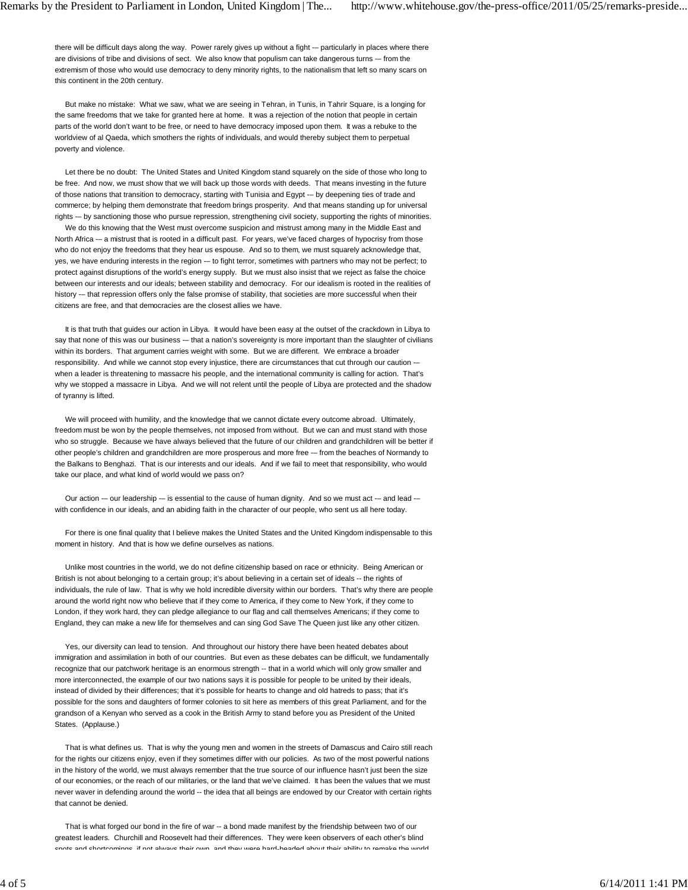there will be difficult days along the way. Power rarely gives up without a fight -– particularly in places where there are divisions of tribe and divisions of sect. We also know that populism can take dangerous turns -– from the extremism of those who would use democracy to deny minority rights, to the nationalism that left so many scars on this continent in the 20th century.

But make no mistake: What we saw, what we are seeing in Tehran, in Tunis, in Tahrir Square, is a longing for the same freedoms that we take for granted here at home. It was a rejection of the notion that people in certain parts of the world don't want to be free, or need to have democracy imposed upon them. It was a rebuke to the worldview of al Qaeda, which smothers the rights of individuals, and would thereby subject them to perpetual poverty and violence.

Let there be no doubt: The United States and United Kingdom stand squarely on the side of those who long to be free. And now, we must show that we will back up those words with deeds. That means investing in the future of those nations that transition to democracy, starting with Tunisia and Egypt -– by deepening ties of trade and commerce; by helping them demonstrate that freedom brings prosperity. And that means standing up for universal rights -– by sanctioning those who pursue repression, strengthening civil society, supporting the rights of minorities.

We do this knowing that the West must overcome suspicion and mistrust among many in the Middle East and North Africa -– a mistrust that is rooted in a difficult past. For years, we've faced charges of hypocrisy from those who do not enjoy the freedoms that they hear us espouse. And so to them, we must squarely acknowledge that, yes, we have enduring interests in the region -– to fight terror, sometimes with partners who may not be perfect; to protect against disruptions of the world's energy supply. But we must also insist that we reject as false the choice between our interests and our ideals; between stability and democracy. For our idealism is rooted in the realities of history -– that repression offers only the false promise of stability, that societies are more successful when their citizens are free, and that democracies are the closest allies we have.

It is that truth that guides our action in Libya. It would have been easy at the outset of the crackdown in Libya to say that none of this was our business -– that a nation's sovereignty is more important than the slaughter of civilians within its borders. That argument carries weight with some. But we are different. We embrace a broader responsibility. And while we cannot stop every injustice, there are circumstances that cut through our caution -– when a leader is threatening to massacre his people, and the international community is calling for action. That's why we stopped a massacre in Libya. And we will not relent until the people of Libya are protected and the shadow of tyranny is lifted.

We will proceed with humility, and the knowledge that we cannot dictate every outcome abroad. Ultimately, freedom must be won by the people themselves, not imposed from without. But we can and must stand with those who so struggle. Because we have always believed that the future of our children and grandchildren will be better if other people's children and grandchildren are more prosperous and more free -– from the beaches of Normandy to the Balkans to Benghazi. That is our interests and our ideals. And if we fail to meet that responsibility, who would take our place, and what kind of world would we pass on?

Our action -– our leadership -– is essential to the cause of human dignity. And so we must act -– and lead -– with confidence in our ideals, and an abiding faith in the character of our people, who sent us all here today.

For there is one final quality that I believe makes the United States and the United Kingdom indispensable to this moment in history. And that is how we define ourselves as nations.

Unlike most countries in the world, we do not define citizenship based on race or ethnicity. Being American or British is not about belonging to a certain group; it's about believing in a certain set of ideals -- the rights of individuals, the rule of law. That is why we hold incredible diversity within our borders. That's why there are people around the world right now who believe that if they come to America, if they come to New York, if they come to London, if they work hard, they can pledge allegiance to our flag and call themselves Americans; if they come to England, they can make a new life for themselves and can sing God Save The Queen just like any other citizen.

Yes, our diversity can lead to tension. And throughout our history there have been heated debates about immigration and assimilation in both of our countries. But even as these debates can be difficult, we fundamentally recognize that our patchwork heritage is an enormous strength -- that in a world which will only grow smaller and more interconnected, the example of our two nations says it is possible for people to be united by their ideals, instead of divided by their differences; that it's possible for hearts to change and old hatreds to pass; that it's possible for the sons and daughters of former colonies to sit here as members of this great Parliament, and for the grandson of a Kenyan who served as a cook in the British Army to stand before you as President of the United States. (Applause.)

That is what defines us. That is why the young men and women in the streets of Damascus and Cairo still reach for the rights our citizens enjoy, even if they sometimes differ with our policies. As two of the most powerful nations in the history of the world, we must always remember that the true source of our influence hasn't just been the size of our economies, or the reach of our militaries, or the land that we've claimed. It has been the values that we must never waver in defending around the world -- the idea that all beings are endowed by our Creator with certain rights that cannot be denied.

That is what forged our bond in the fire of war -- a bond made manifest by the friendship between two of our greatest leaders. Churchill and Roosevelt had their differences. They were keen observers of each other's blind spots and shortcomings, if not always their own, and they were hard-headed about their ability to remake the world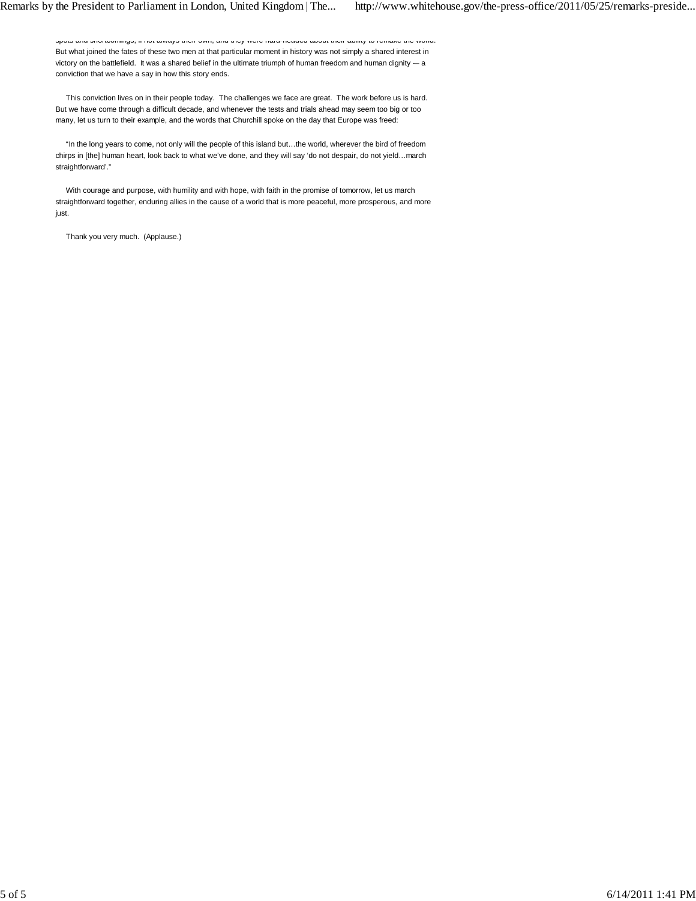spots and shortcomings, if not always their own, and they were hard-headed about their ability to remake the world. But what joined the fates of these two men at that particular moment in history was not simply a shared interest in victory on the battlefield. It was a shared belief in the ultimate triumph of human freedom and human dignity -– a conviction that we have a say in how this story ends.

This conviction lives on in their people today. The challenges we face are great. The work before us is hard. But we have come through a difficult decade, and whenever the tests and trials ahead may seem too big or too many, let us turn to their example, and the words that Churchill spoke on the day that Europe was freed:

"In the long years to come, not only will the people of this island but…the world, wherever the bird of freedom chirps in [the] human heart, look back to what we've done, and they will say 'do not despair, do not yield…march straightforward'."

With courage and purpose, with humility and with hope, with faith in the promise of tomorrow, let us march straightforward together, enduring allies in the cause of a world that is more peaceful, more prosperous, and more just.

Thank you very much. (Applause.)